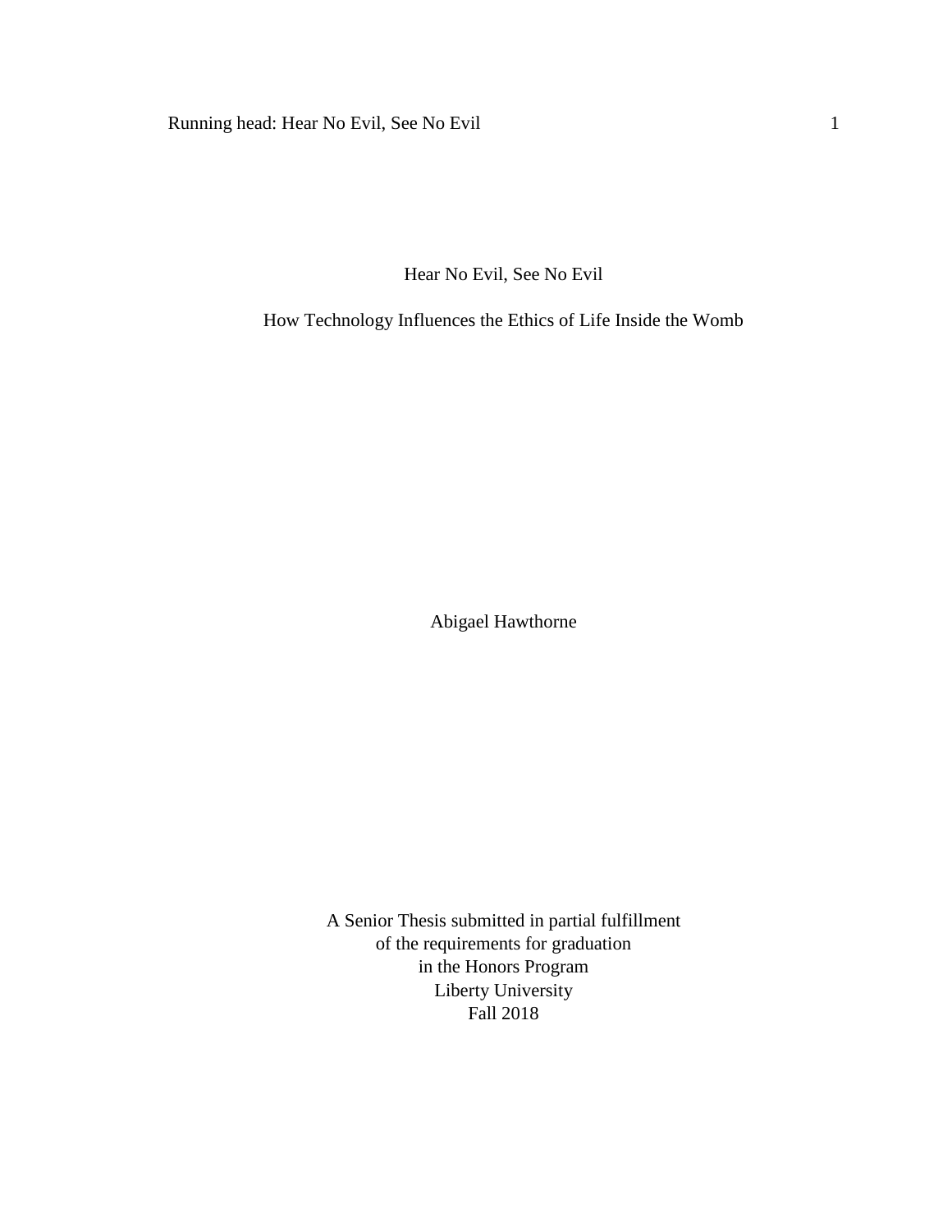# Hear No Evil, See No Evil

## How Technology Influences the Ethics of Life Inside the Womb

Abigael Hawthorne

A Senior Thesis submitted in partial fulfillment
of the requirements for graduation
in the Honors Program
Liberty University
Fall 2018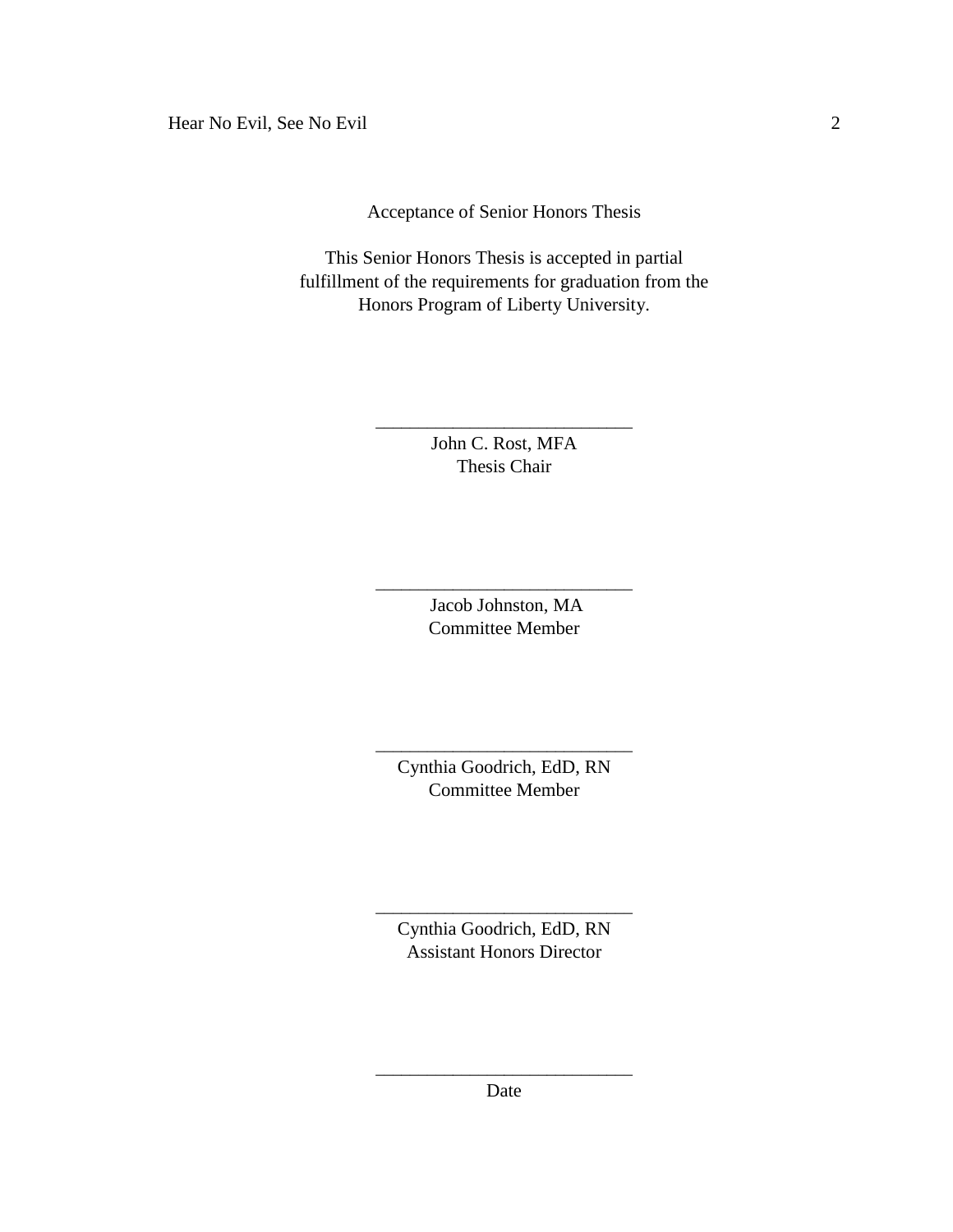Acceptance of Senior Honors Thesis

This Senior Honors Thesis is accepted in partial fulfillment of the requirements for graduation from the Honors Program of Liberty University.

______________________________
John C. Rost, MFA
Thesis Chair

______________________________
Jacob Johnston, MA
Committee Member

______________________________
Cynthia Goodrich, EdD, RN
Committee Member

______________________________
Cynthia Goodrich, EdD, RN
Assistant Honors Director

______________________________
Date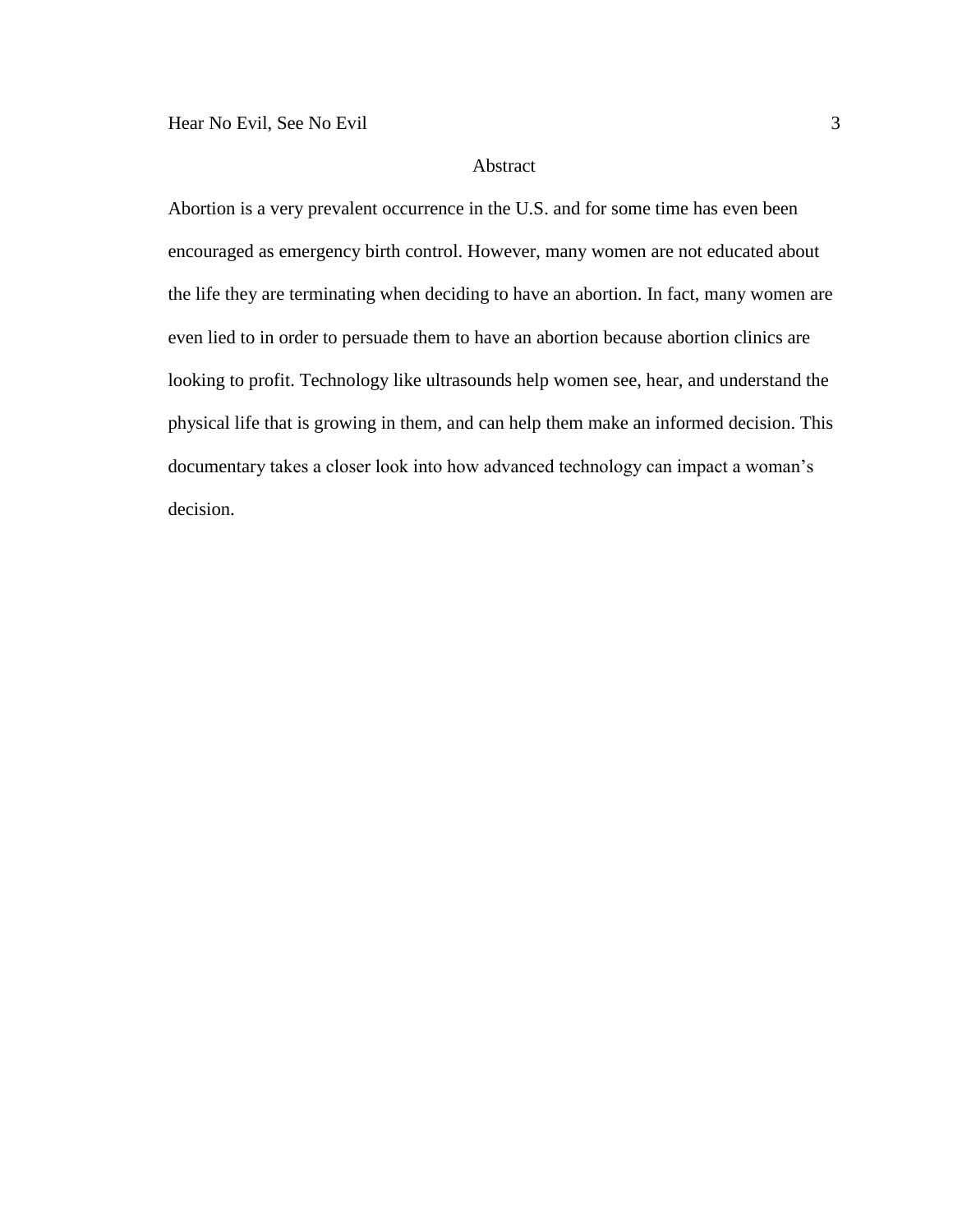# Abstract

Abortion is a very prevalent occurrence in the U.S. and for some time has even been encouraged as emergency birth control. However, many women are not educated about the life they are terminating when deciding to have an abortion. In fact, many women are even lied to in order to persuade them to have an abortion because abortion clinics are looking to profit. Technology like ultrasounds help women see, hear, and understand the physical life that is growing in them, and can help them make an informed decision. This documentary takes a closer look into how advanced technology can impact a woman's decision.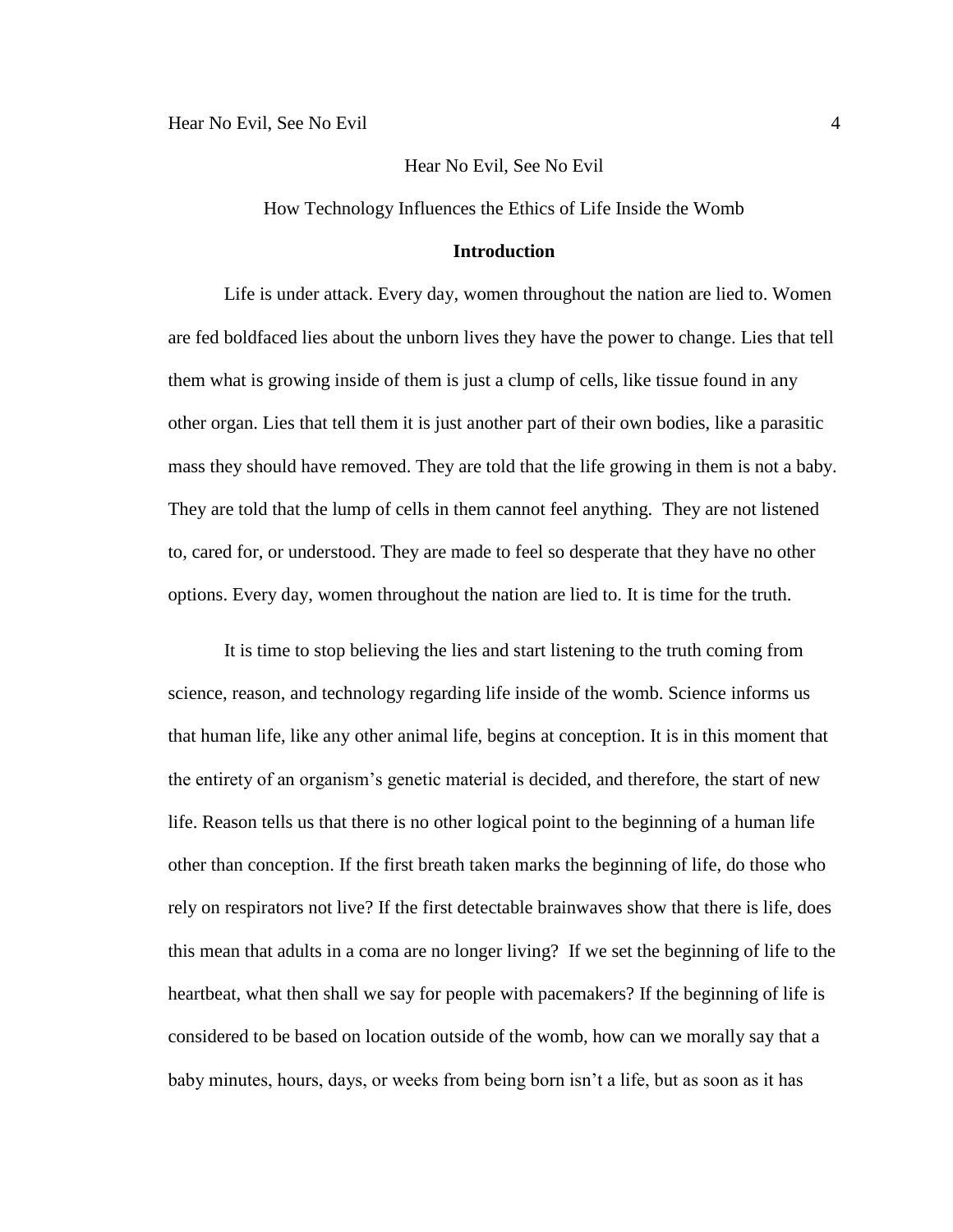Hear No Evil, See No Evil

How Technology Influences the Ethics of Life Inside the Womb

## Introduction

Life is under attack. Every day, women throughout the nation are lied to. Women are fed boldfaced lies about the unborn lives they have the power to change. Lies that tell them what is growing inside of them is just a clump of cells, like tissue found in any other organ. Lies that tell them it is just another part of their own bodies, like a parasitic mass they should have removed. They are told that the life growing in them is not a baby. They are told that the lump of cells in them cannot feel anything. They are not listened to, cared for, or understood. They are made to feel so desperate that they have no other options. Every day, women throughout the nation are lied to. It is time for the truth.

It is time to stop believing the lies and start listening to the truth coming from science, reason, and technology regarding life inside of the womb. Science informs us that human life, like any other animal life, begins at conception. It is in this moment that the entirety of an organism's genetic material is decided, and therefore, the start of new life. Reason tells us that there is no other logical point to the beginning of a human life other than conception. If the first breath taken marks the beginning of life, do those who rely on respirators not live? If the first detectable brainwaves show that there is life, does this mean that adults in a coma are no longer living? If we set the beginning of life to the heartbeat, what then shall we say for people with pacemakers? If the beginning of life is considered to be based on location outside of the womb, how can we morally say that a baby minutes, hours, days, or weeks from being born isn't a life, but as soon as it has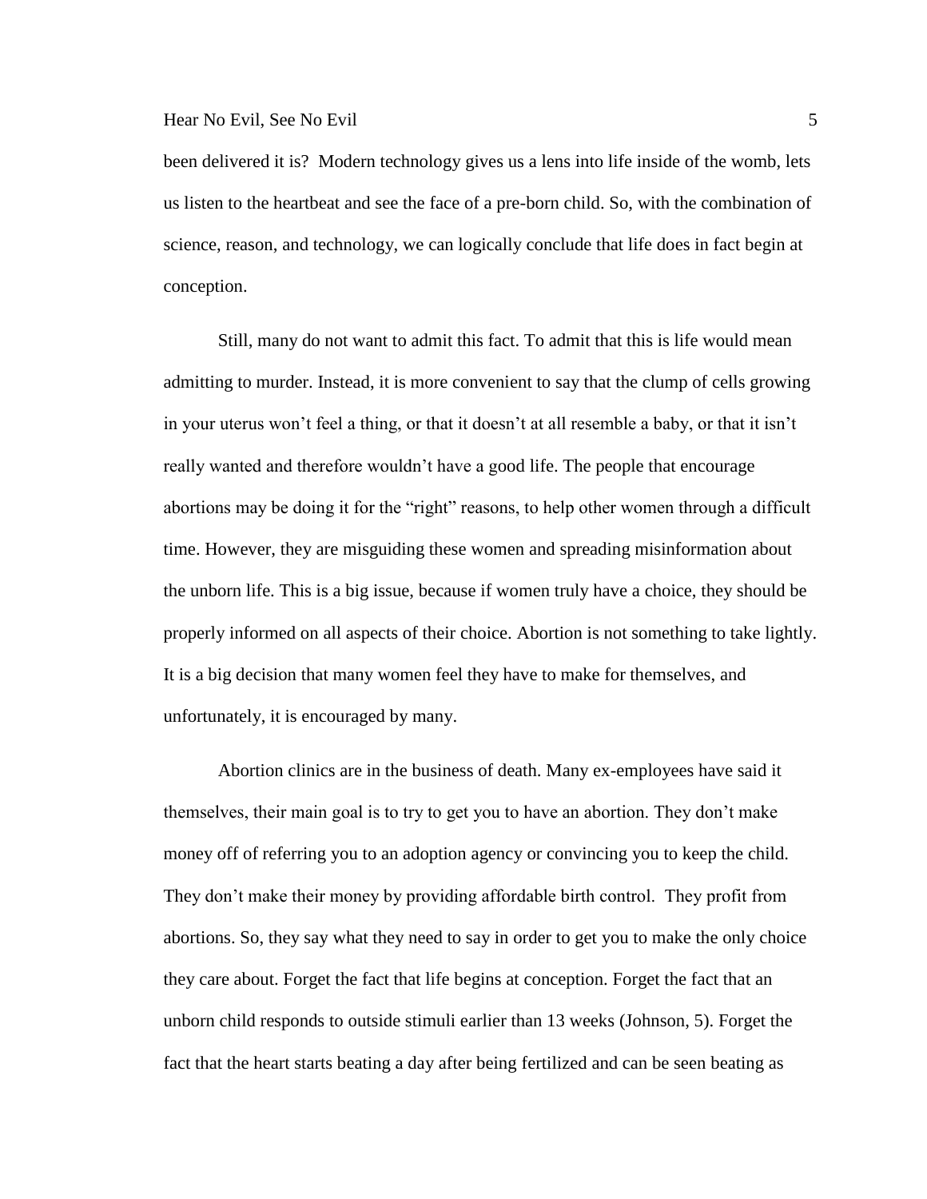been delivered it is? Modern technology gives us a lens into life inside of the womb, lets us listen to the heartbeat and see the face of a pre-born child. So, with the combination of science, reason, and technology, we can logically conclude that life does in fact begin at conception.

Still, many do not want to admit this fact. To admit that this is life would mean admitting to murder. Instead, it is more convenient to say that the clump of cells growing in your uterus won't feel a thing, or that it doesn't at all resemble a baby, or that it isn't really wanted and therefore wouldn't have a good life. The people that encourage abortions may be doing it for the "right" reasons, to help other women through a difficult time. However, they are misguiding these women and spreading misinformation about the unborn life. This is a big issue, because if women truly have a choice, they should be properly informed on all aspects of their choice. Abortion is not something to take lightly. It is a big decision that many women feel they have to make for themselves, and unfortunately, it is encouraged by many.

Abortion clinics are in the business of death. Many ex-employees have said it themselves, their main goal is to try to get you to have an abortion. They don't make money off of referring you to an adoption agency or convincing you to keep the child. They don't make their money by providing affordable birth control. They profit from abortions. So, they say what they need to say in order to get you to make the only choice they care about. Forget the fact that life begins at conception. Forget the fact that an unborn child responds to outside stimuli earlier than 13 weeks (Johnson, 5). Forget the fact that the heart starts beating a day after being fertilized and can be seen beating as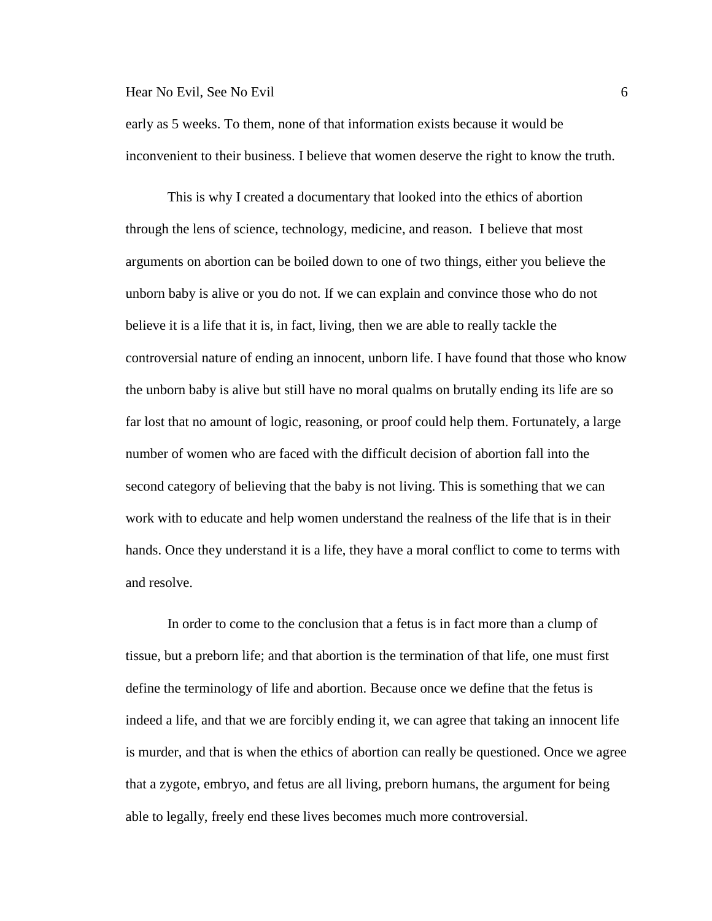early as 5 weeks. To them, none of that information exists because it would be inconvenient to their business. I believe that women deserve the right to know the truth.

This is why I created a documentary that looked into the ethics of abortion through the lens of science, technology, medicine, and reason. I believe that most arguments on abortion can be boiled down to one of two things, either you believe the unborn baby is alive or you do not. If we can explain and convince those who do not believe it is a life that it is, in fact, living, then we are able to really tackle the controversial nature of ending an innocent, unborn life. I have found that those who know the unborn baby is alive but still have no moral qualms on brutally ending its life are so far lost that no amount of logic, reasoning, or proof could help them. Fortunately, a large number of women who are faced with the difficult decision of abortion fall into the second category of believing that the baby is not living. This is something that we can work with to educate and help women understand the realness of the life that is in their hands. Once they understand it is a life, they have a moral conflict to come to terms with and resolve.

In order to come to the conclusion that a fetus is in fact more than a clump of tissue, but a preborn life; and that abortion is the termination of that life, one must first define the terminology of life and abortion. Because once we define that the fetus is indeed a life, and that we are forcibly ending it, we can agree that taking an innocent life is murder, and that is when the ethics of abortion can really be questioned. Once we agree that a zygote, embryo, and fetus are all living, preborn humans, the argument for being able to legally, freely end these lives becomes much more controversial.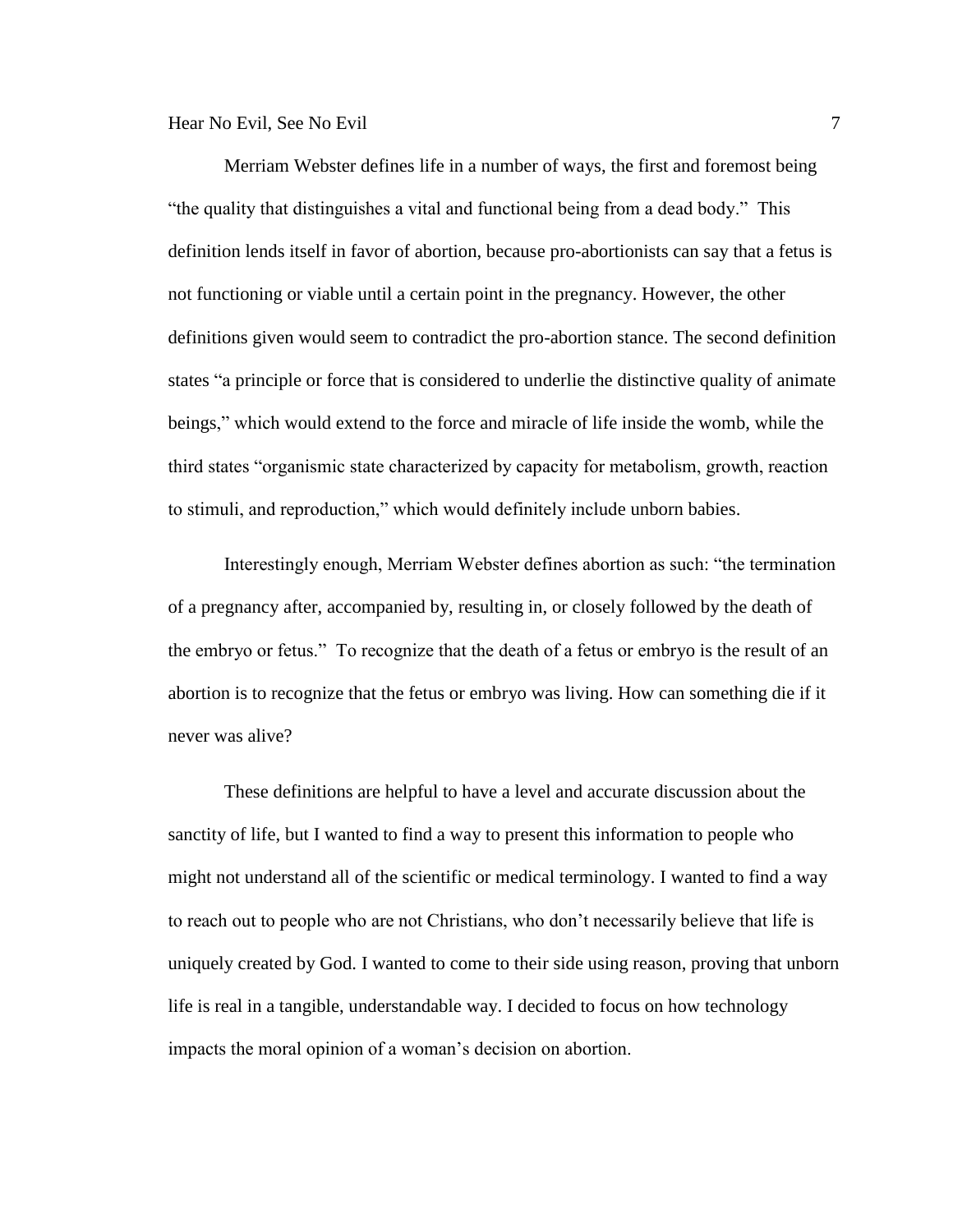Merriam Webster defines life in a number of ways, the first and foremost being "the quality that distinguishes a vital and functional being from a dead body." This definition lends itself in favor of abortion, because pro-abortionists can say that a fetus is not functioning or viable until a certain point in the pregnancy. However, the other definitions given would seem to contradict the pro-abortion stance. The second definition states "a principle or force that is considered to underlie the distinctive quality of animate beings," which would extend to the force and miracle of life inside the womb, while the third states "organismic state characterized by capacity for metabolism, growth, reaction to stimuli, and reproduction," which would definitely include unborn babies.

Interestingly enough, Merriam Webster defines abortion as such: "the termination of a pregnancy after, accompanied by, resulting in, or closely followed by the death of the embryo or fetus." To recognize that the death of a fetus or embryo is the result of an abortion is to recognize that the fetus or embryo was living. How can something die if it never was alive?

These definitions are helpful to have a level and accurate discussion about the sanctity of life, but I wanted to find a way to present this information to people who might not understand all of the scientific or medical terminology. I wanted to find a way to reach out to people who are not Christians, who don't necessarily believe that life is uniquely created by God. I wanted to come to their side using reason, proving that unborn life is real in a tangible, understandable way. I decided to focus on how technology impacts the moral opinion of a woman's decision on abortion.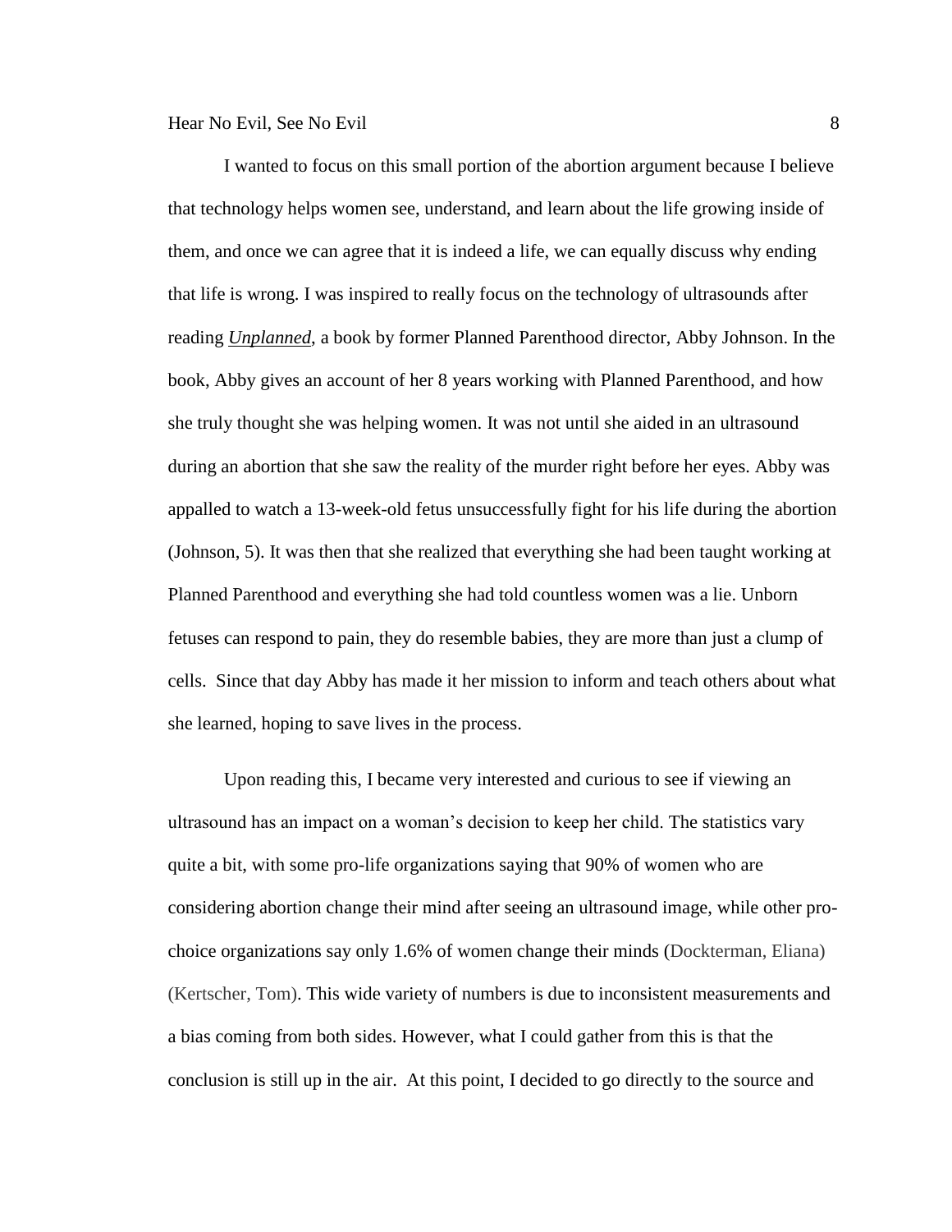I wanted to focus on this small portion of the abortion argument because I believe that technology helps women see, understand, and learn about the life growing inside of them, and once we can agree that it is indeed a life, we can equally discuss why ending that life is wrong. I was inspired to really focus on the technology of ultrasounds after reading ***Unplanned***, a book by former Planned Parenthood director, Abby Johnson. In the book, Abby gives an account of her 8 years working with Planned Parenthood, and how she truly thought she was helping women. It was not until she aided in an ultrasound during an abortion that she saw the reality of the murder right before her eyes. Abby was appalled to watch a 13-week-old fetus unsuccessfully fight for his life during the abortion (Johnson, 5). It was then that she realized that everything she had been taught working at Planned Parenthood and everything she had told countless women was a lie. Unborn fetuses can respond to pain, they do resemble babies, they are more than just a clump of cells. Since that day Abby has made it her mission to inform and teach others about what she learned, hoping to save lives in the process.

Upon reading this, I became very interested and curious to see if viewing an ultrasound has an impact on a woman's decision to keep her child. The statistics vary quite a bit, with some pro-life organizations saying that 90% of women who are considering abortion change their mind after seeing an ultrasound image, while other pro-choice organizations say only 1.6% of women change their minds (Dockterman, Eliana) (Kertscher, Tom). This wide variety of numbers is due to inconsistent measurements and a bias coming from both sides. However, what I could gather from this is that the conclusion is still up in the air. At this point, I decided to go directly to the source and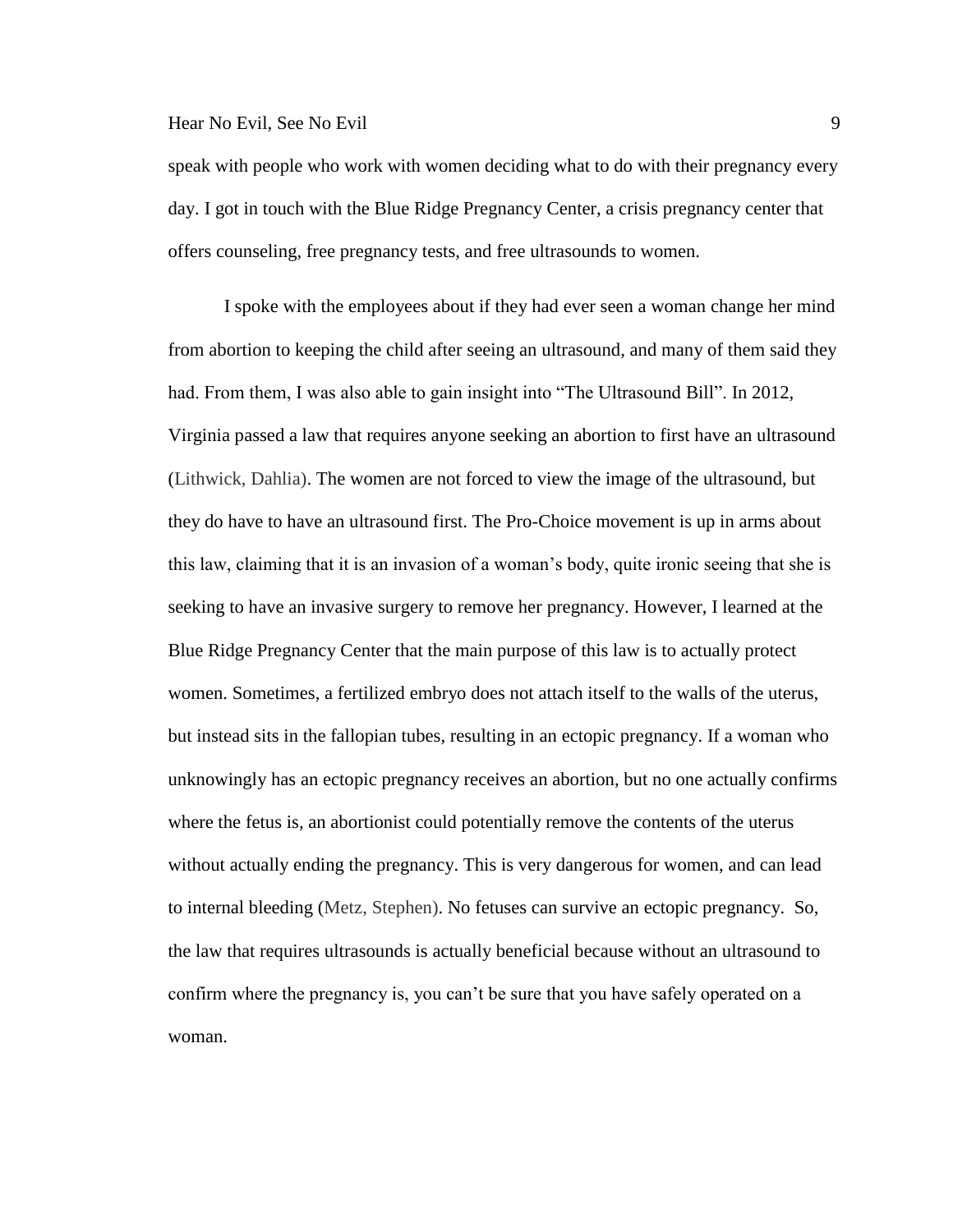speak with people who work with women deciding what to do with their pregnancy every day. I got in touch with the Blue Ridge Pregnancy Center, a crisis pregnancy center that offers counseling, free pregnancy tests, and free ultrasounds to women.

I spoke with the employees about if they had ever seen a woman change her mind from abortion to keeping the child after seeing an ultrasound, and many of them said they had. From them, I was also able to gain insight into "The Ultrasound Bill". In 2012, Virginia passed a law that requires anyone seeking an abortion to first have an ultrasound (Lithwick, Dahlia). The women are not forced to view the image of the ultrasound, but they do have to have an ultrasound first. The Pro-Choice movement is up in arms about this law, claiming that it is an invasion of a woman's body, quite ironic seeing that she is seeking to have an invasive surgery to remove her pregnancy. However, I learned at the Blue Ridge Pregnancy Center that the main purpose of this law is to actually protect women. Sometimes, a fertilized embryo does not attach itself to the walls of the uterus, but instead sits in the fallopian tubes, resulting in an ectopic pregnancy. If a woman who unknowingly has an ectopic pregnancy receives an abortion, but no one actually confirms where the fetus is, an abortionist could potentially remove the contents of the uterus without actually ending the pregnancy. This is very dangerous for women, and can lead to internal bleeding (Metz, Stephen). No fetuses can survive an ectopic pregnancy. So, the law that requires ultrasounds is actually beneficial because without an ultrasound to confirm where the pregnancy is, you can't be sure that you have safely operated on a woman.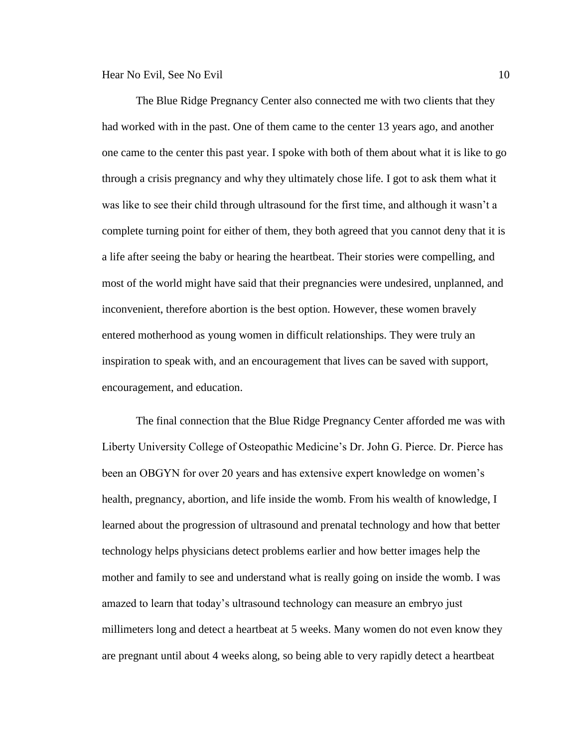The Blue Ridge Pregnancy Center also connected me with two clients that they had worked with in the past. One of them came to the center 13 years ago, and another one came to the center this past year. I spoke with both of them about what it is like to go through a crisis pregnancy and why they ultimately chose life. I got to ask them what it was like to see their child through ultrasound for the first time, and although it wasn't a complete turning point for either of them, they both agreed that you cannot deny that it is a life after seeing the baby or hearing the heartbeat. Their stories were compelling, and most of the world might have said that their pregnancies were undesired, unplanned, and inconvenient, therefore abortion is the best option. However, these women bravely entered motherhood as young women in difficult relationships. They were truly an inspiration to speak with, and an encouragement that lives can be saved with support, encouragement, and education.

The final connection that the Blue Ridge Pregnancy Center afforded me was with Liberty University College of Osteopathic Medicine's Dr. John G. Pierce. Dr. Pierce has been an OBGYN for over 20 years and has extensive expert knowledge on women's health, pregnancy, abortion, and life inside the womb. From his wealth of knowledge, I learned about the progression of ultrasound and prenatal technology and how that better technology helps physicians detect problems earlier and how better images help the mother and family to see and understand what is really going on inside the womb. I was amazed to learn that today's ultrasound technology can measure an embryo just millimeters long and detect a heartbeat at 5 weeks. Many women do not even know they are pregnant until about 4 weeks along, so being able to very rapidly detect a heartbeat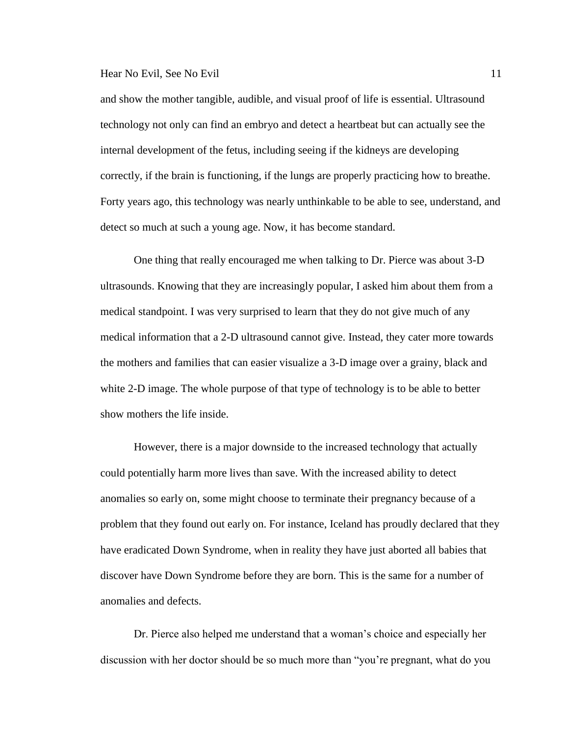and show the mother tangible, audible, and visual proof of life is essential. Ultrasound technology not only can find an embryo and detect a heartbeat but can actually see the internal development of the fetus, including seeing if the kidneys are developing correctly, if the brain is functioning, if the lungs are properly practicing how to breathe. Forty years ago, this technology was nearly unthinkable to be able to see, understand, and detect so much at such a young age. Now, it has become standard.

One thing that really encouraged me when talking to Dr. Pierce was about 3-D ultrasounds. Knowing that they are increasingly popular, I asked him about them from a medical standpoint. I was very surprised to learn that they do not give much of any medical information that a 2-D ultrasound cannot give. Instead, they cater more towards the mothers and families that can easier visualize a 3-D image over a grainy, black and white 2-D image. The whole purpose of that type of technology is to be able to better show mothers the life inside.

However, there is a major downside to the increased technology that actually could potentially harm more lives than save. With the increased ability to detect anomalies so early on, some might choose to terminate their pregnancy because of a problem that they found out early on. For instance, Iceland has proudly declared that they have eradicated Down Syndrome, when in reality they have just aborted all babies that discover have Down Syndrome before they are born. This is the same for a number of anomalies and defects.

Dr. Pierce also helped me understand that a woman's choice and especially her discussion with her doctor should be so much more than "you're pregnant, what do you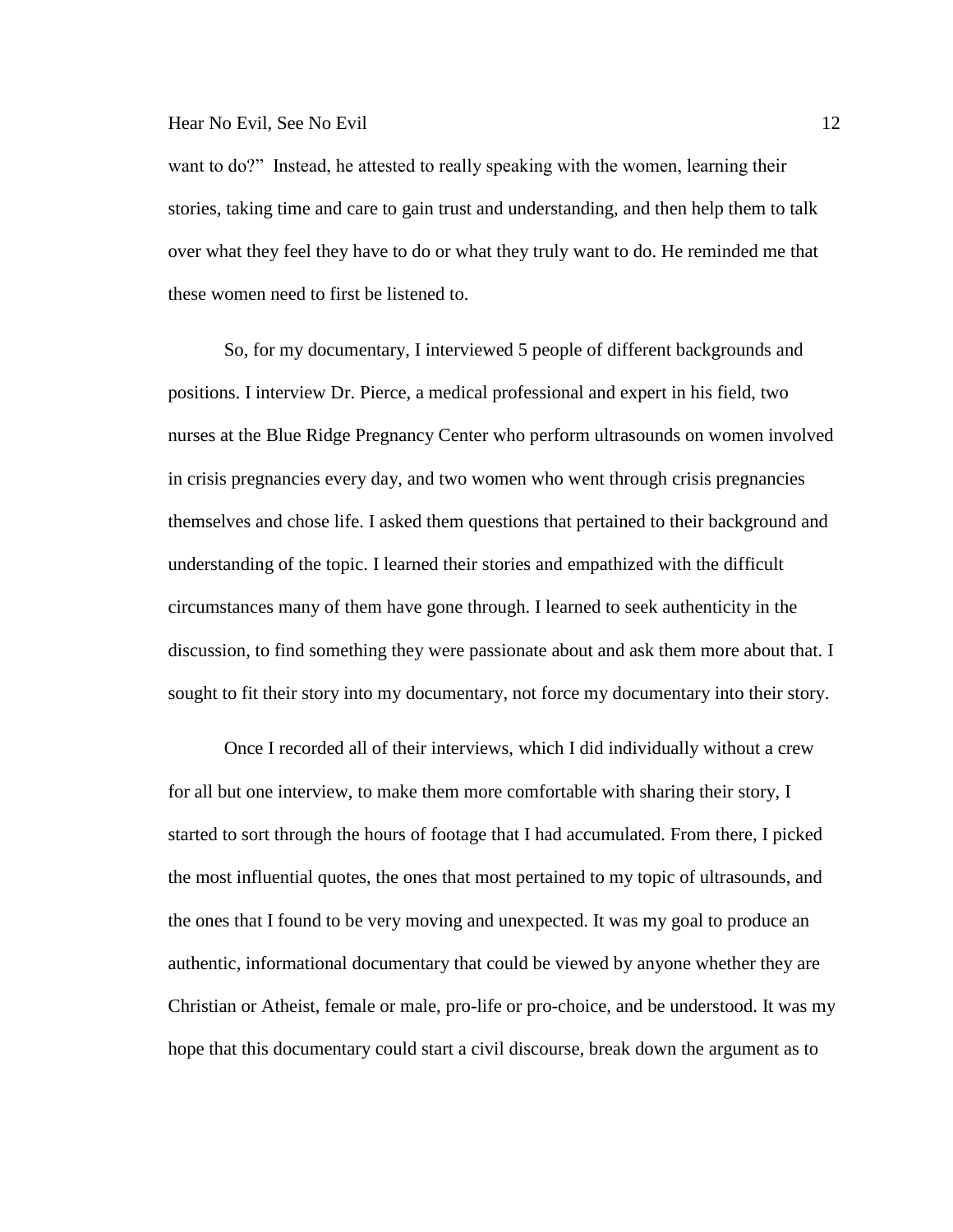want to do?" Instead, he attested to really speaking with the women, learning their stories, taking time and care to gain trust and understanding, and then help them to talk over what they feel they have to do or what they truly want to do. He reminded me that these women need to first be listened to.

So, for my documentary, I interviewed 5 people of different backgrounds and positions. I interview Dr. Pierce, a medical professional and expert in his field, two nurses at the Blue Ridge Pregnancy Center who perform ultrasounds on women involved in crisis pregnancies every day, and two women who went through crisis pregnancies themselves and chose life. I asked them questions that pertained to their background and understanding of the topic. I learned their stories and empathized with the difficult circumstances many of them have gone through. I learned to seek authenticity in the discussion, to find something they were passionate about and ask them more about that. I sought to fit their story into my documentary, not force my documentary into their story.

Once I recorded all of their interviews, which I did individually without a crew for all but one interview, to make them more comfortable with sharing their story, I started to sort through the hours of footage that I had accumulated. From there, I picked the most influential quotes, the ones that most pertained to my topic of ultrasounds, and the ones that I found to be very moving and unexpected. It was my goal to produce an authentic, informational documentary that could be viewed by anyone whether they are Christian or Atheist, female or male, pro-life or pro-choice, and be understood. It was my hope that this documentary could start a civil discourse, break down the argument as to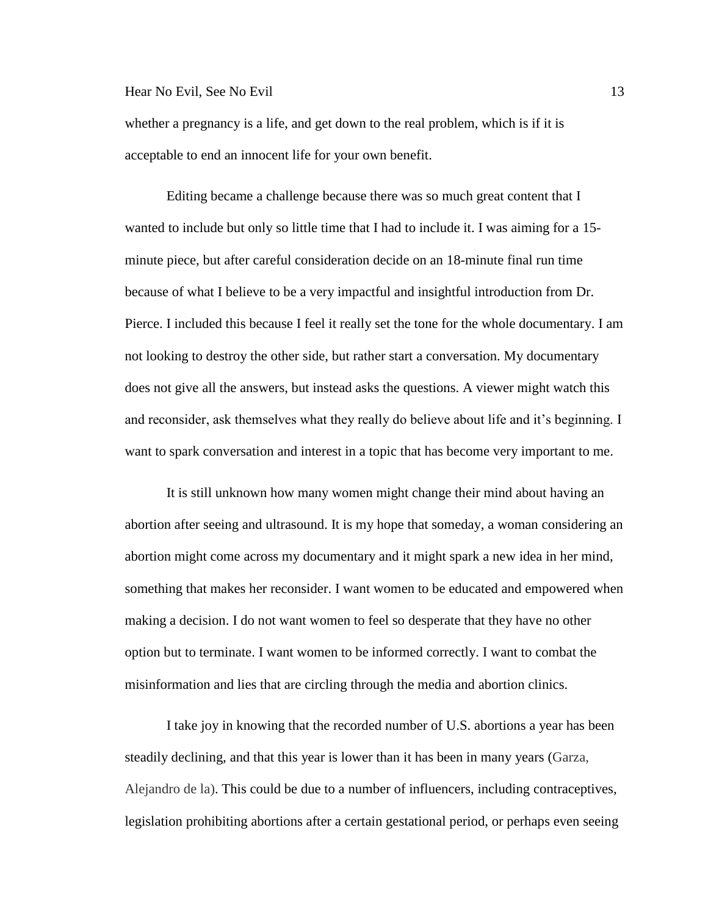whether a pregnancy is a life, and get down to the real problem, which is if it is acceptable to end an innocent life for your own benefit.

Editing became a challenge because there was so much great content that I wanted to include but only so little time that I had to include it. I was aiming for a 15-minute piece, but after careful consideration decide on an 18-minute final run time because of what I believe to be a very impactful and insightful introduction from Dr. Pierce. I included this because I feel it really set the tone for the whole documentary. I am not looking to destroy the other side, but rather start a conversation. My documentary does not give all the answers, but instead asks the questions. A viewer might watch this and reconsider, ask themselves what they really do believe about life and it's beginning. I want to spark conversation and interest in a topic that has become very important to me.

It is still unknown how many women might change their mind about having an abortion after seeing and ultrasound. It is my hope that someday, a woman considering an abortion might come across my documentary and it might spark a new idea in her mind, something that makes her reconsider. I want women to be educated and empowered when making a decision. I do not want women to feel so desperate that they have no other option but to terminate. I want women to be informed correctly. I want to combat the misinformation and lies that are circling through the media and abortion clinics.

I take joy in knowing that the recorded number of U.S. abortions a year has been steadily declining, and that this year is lower than it has been in many years (Garza, Alejandro de la). This could be due to a number of influencers, including contraceptives, legislation prohibiting abortions after a certain gestational period, or perhaps even seeing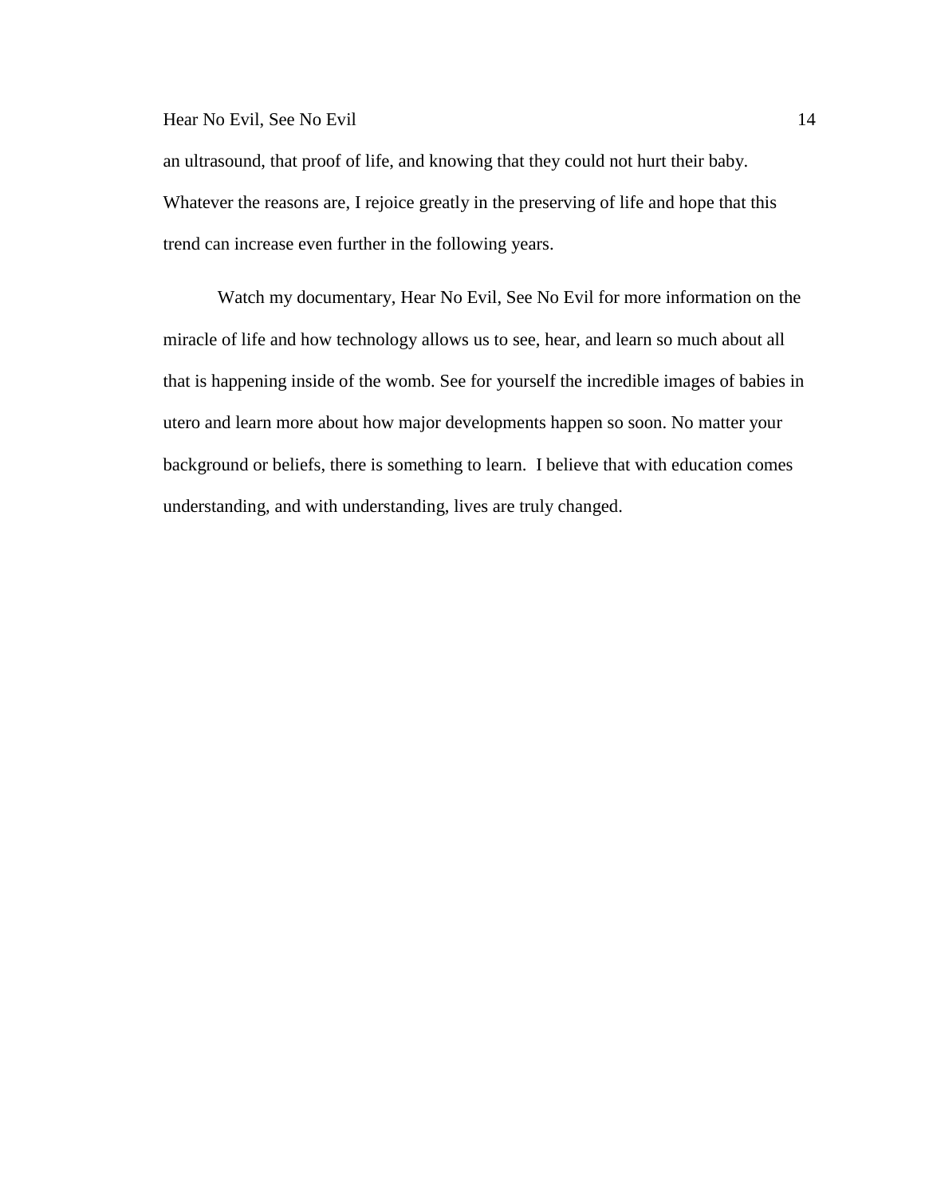an ultrasound, that proof of life, and knowing that they could not hurt their baby. Whatever the reasons are, I rejoice greatly in the preserving of life and hope that this trend can increase even further in the following years.

Watch my documentary, Hear No Evil, See No Evil for more information on the miracle of life and how technology allows us to see, hear, and learn so much about all that is happening inside of the womb. See for yourself the incredible images of babies in utero and learn more about how major developments happen so soon. No matter your background or beliefs, there is something to learn. I believe that with education comes understanding, and with understanding, lives are truly changed.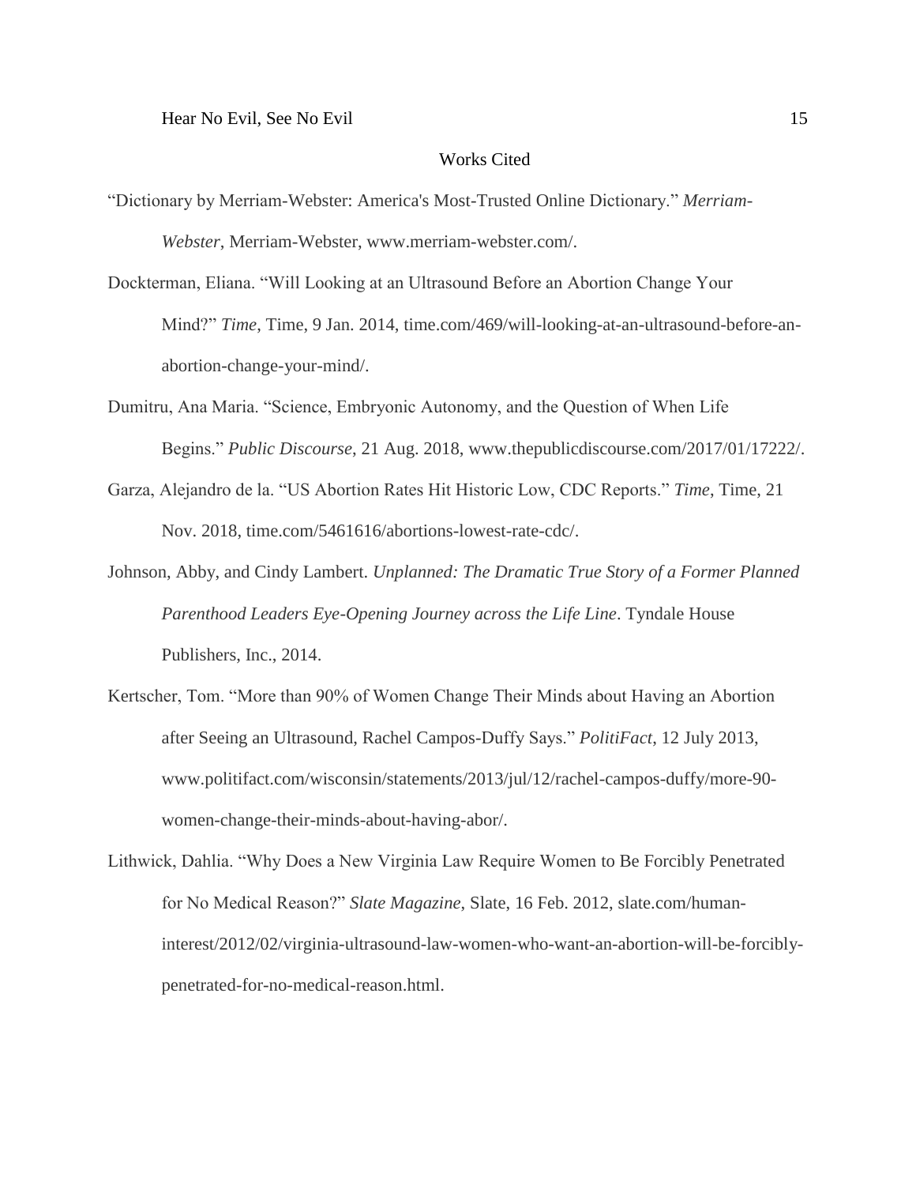# Works Cited

"Dictionary by Merriam-Webster: America's Most-Trusted Online Dictionary." *Merriam-Webster*, Merriam-Webster, www.merriam-webster.com/.

Dockterman, Eliana. "Will Looking at an Ultrasound Before an Abortion Change Your Mind?" *Time*, Time, 9 Jan. 2014, time.com/469/will-looking-at-an-ultrasound-before-an-abortion-change-your-mind/.

Dumitru, Ana Maria. "Science, Embryonic Autonomy, and the Question of When Life Begins." *Public Discourse*, 21 Aug. 2018, www.thepublicdiscourse.com/2017/01/17222/.

Garza, Alejandro de la. "US Abortion Rates Hit Historic Low, CDC Reports." *Time*, Time, 21 Nov. 2018, time.com/5461616/abortions-lowest-rate-cdc/.

Johnson, Abby, and Cindy Lambert. *Unplanned: The Dramatic True Story of a Former Planned Parenthood Leaders Eye-Opening Journey across the Life Line*. Tyndale House Publishers, Inc., 2014.

Kertscher, Tom. "More than 90% of Women Change Their Minds about Having an Abortion after Seeing an Ultrasound, Rachel Campos-Duffy Says." *PolitiFact*, 12 July 2013, www.politifact.com/wisconsin/statements/2013/jul/12/rachel-campos-duffy/more-90-women-change-their-minds-about-having-abor/.

Lithwick, Dahlia. "Why Does a New Virginia Law Require Women to Be Forcibly Penetrated for No Medical Reason?" *Slate Magazine*, Slate, 16 Feb. 2012, slate.com/human-interest/2012/02/virginia-ultrasound-law-women-who-want-an-abortion-will-be-forcibly-penetrated-for-no-medical-reason.html.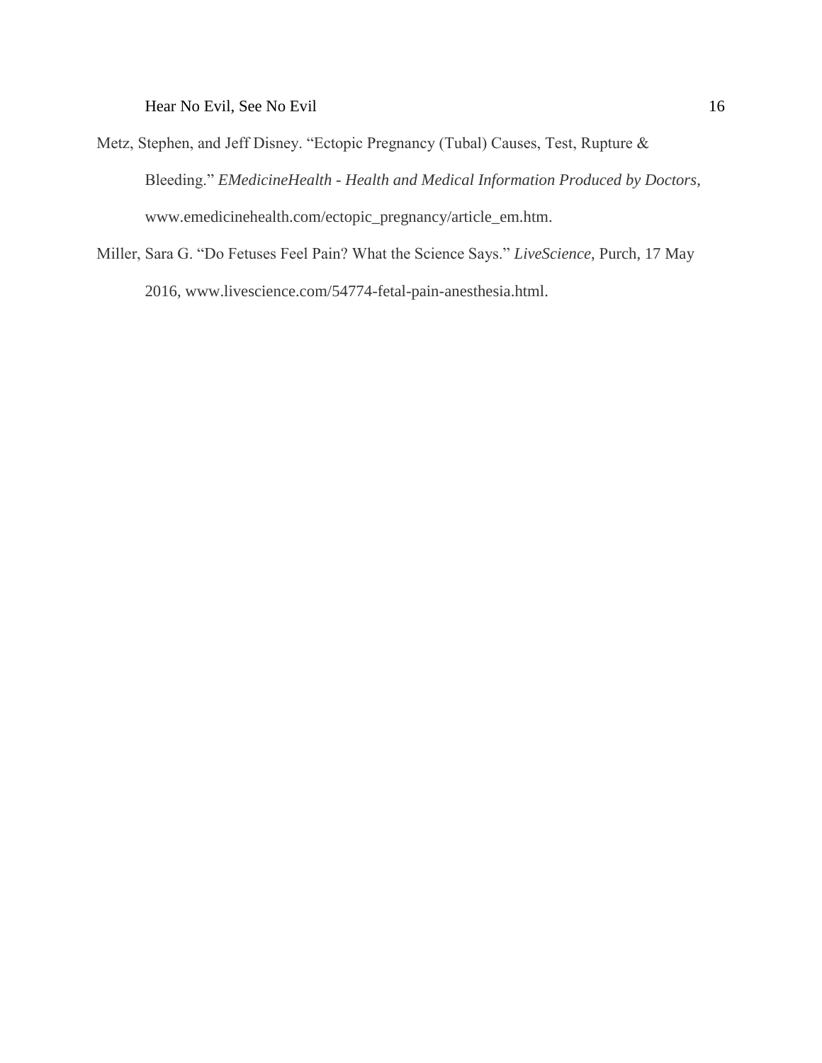Metz, Stephen, and Jeff Disney. "Ectopic Pregnancy (Tubal) Causes, Test, Rupture & Bleeding." *EMedicineHealth - Health and Medical Information Produced by Doctors*, www.emedicinehealth.com/ectopic_pregnancy/article_em.htm.

Miller, Sara G. "Do Fetuses Feel Pain? What the Science Says." *LiveScience*, Purch, 17 May 2016, www.livescience.com/54774-fetal-pain-anesthesia.html.